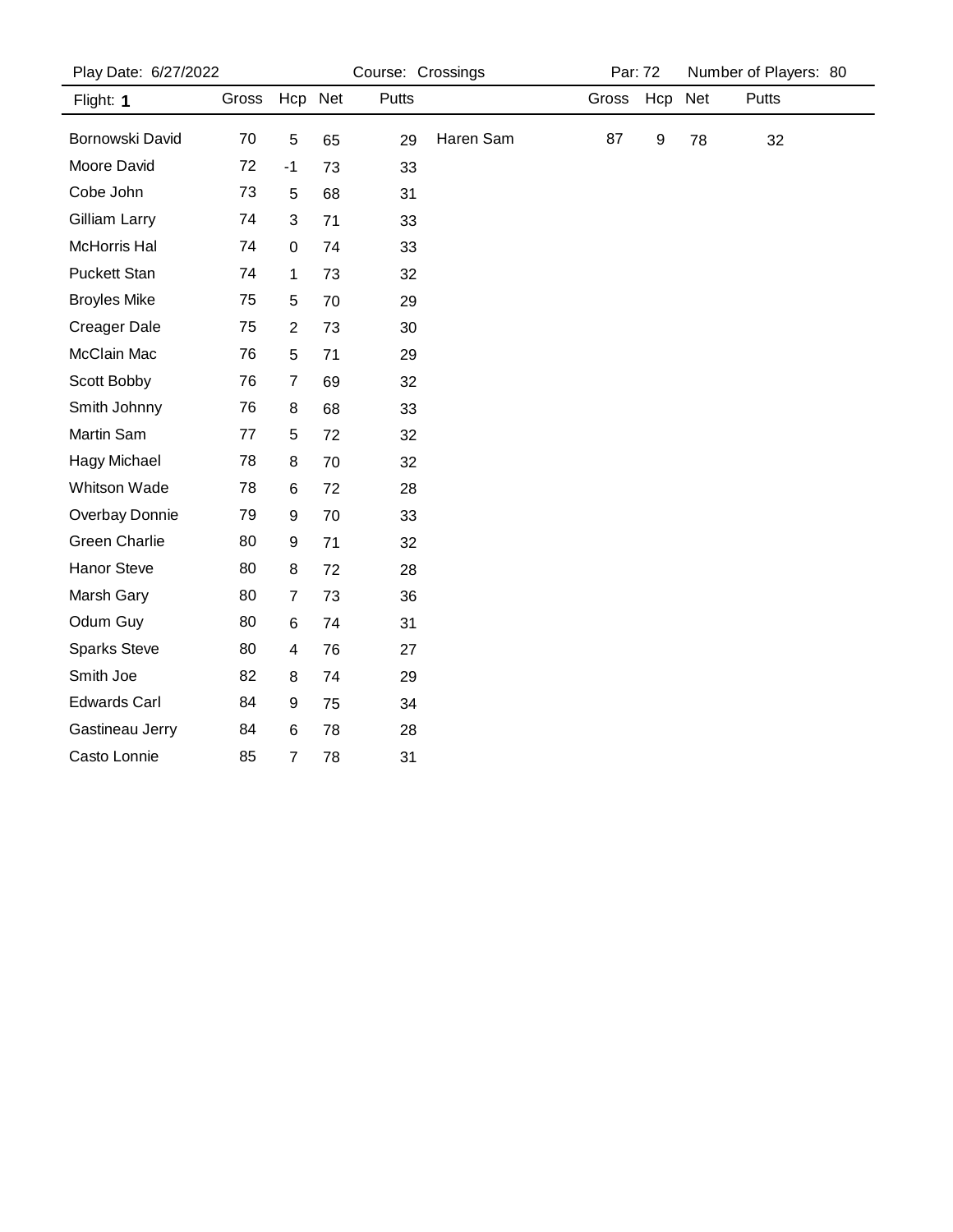Play Date: 6/27/2022 Course: Crossings Par: 72 Number of Players: 80

Flight: **1**

| Name | Gross | Hcp | Net | Putts |
|---|---|---|---|---|
| Bornowski David | 70 | 5 | 65 | 29 |
| Moore David | 72 | -1 | 73 | 33 |
| Cobe John | 73 | 5 | 68 | 31 |
| Gilliam Larry | 74 | 3 | 71 | 33 |
| McHorris Hal | 74 | 0 | 74 | 33 |
| Puckett Stan | 74 | 1 | 73 | 32 |
| Broyles Mike | 75 | 5 | 70 | 29 |
| Creager Dale | 75 | 2 | 73 | 30 |
| McClain Mac | 76 | 5 | 71 | 29 |
| Scott Bobby | 76 | 7 | 69 | 32 |
| Smith Johnny | 76 | 8 | 68 | 33 |
| Martin Sam | 77 | 5 | 72 | 32 |
| Hagy Michael | 78 | 8 | 70 | 32 |
| Whitson Wade | 78 | 6 | 72 | 28 |
| Overbay Donnie | 79 | 9 | 70 | 33 |
| Green Charlie | 80 | 9 | 71 | 32 |
| Hanor Steve | 80 | 8 | 72 | 28 |
| Marsh Gary | 80 | 7 | 73 | 36 |
| Odum Guy | 80 | 6 | 74 | 31 |
| Sparks Steve | 80 | 4 | 76 | 27 |
| Smith Joe | 82 | 8 | 74 | 29 |
| Edwards Carl | 84 | 9 | 75 | 34 |
| Gastineau Jerry | 84 | 6 | 78 | 28 |
| Casto Lonnie | 85 | 7 | 78 | 31 |
| Haren Sam | 87 | 9 | 78 | 32 |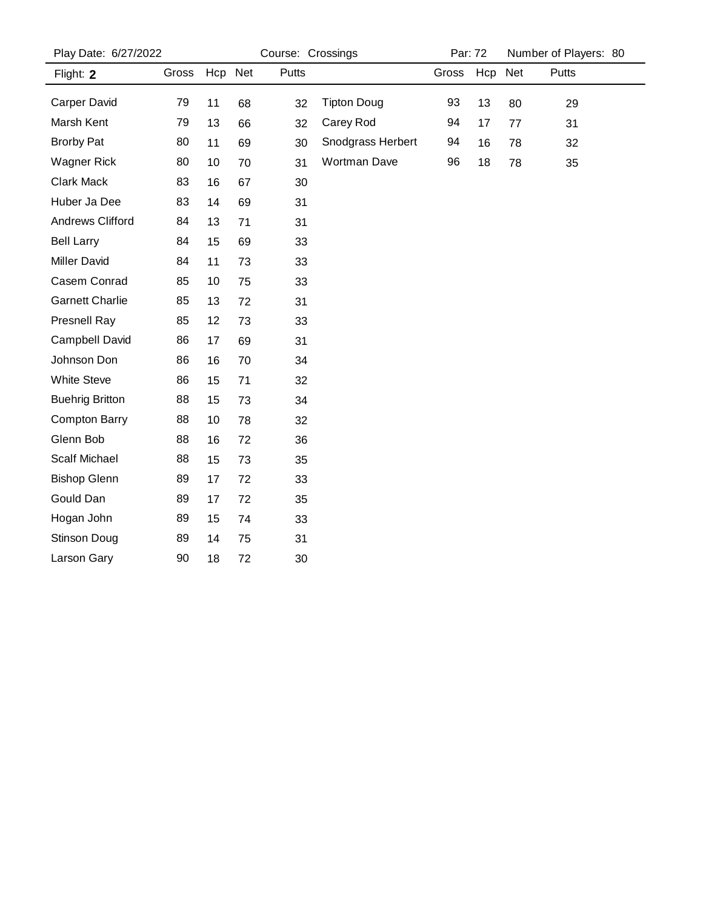Play Date: 6/27/2022 Course: Crossings Par: 72 Number of Players: 80

Flight: **2**

| Name | Gross | Hcp | Net | Putts |
|---|---|---|---|---|
| Carper David | 79 | 11 | 68 | 32 |
| Marsh Kent | 79 | 13 | 66 | 32 |
| Brorby Pat | 80 | 11 | 69 | 30 |
| Wagner Rick | 80 | 10 | 70 | 31 |
| Clark Mack | 83 | 16 | 67 | 30 |
| Huber Ja Dee | 83 | 14 | 69 | 31 |
| Andrews Clifford | 84 | 13 | 71 | 31 |
| Bell Larry | 84 | 15 | 69 | 33 |
| Miller David | 84 | 11 | 73 | 33 |
| Casem Conrad | 85 | 10 | 75 | 33 |
| Garnett Charlie | 85 | 13 | 72 | 31 |
| Presnell Ray | 85 | 12 | 73 | 33 |
| Campbell David | 86 | 17 | 69 | 31 |
| Johnson Don | 86 | 16 | 70 | 34 |
| White Steve | 86 | 15 | 71 | 32 |
| Buehrig Britton | 88 | 15 | 73 | 34 |
| Compton Barry | 88 | 10 | 78 | 32 |
| Glenn Bob | 88 | 16 | 72 | 36 |
| Scalf Michael | 88 | 15 | 73 | 35 |
| Bishop Glenn | 89 | 17 | 72 | 33 |
| Gould Dan | 89 | 17 | 72 | 35 |
| Hogan John | 89 | 15 | 74 | 33 |
| Stinson Doug | 89 | 14 | 75 | 31 |
| Larson Gary | 90 | 18 | 72 | 30 |
| Tipton Doug | 93 | 13 | 80 | 29 |
| Carey Rod | 94 | 17 | 77 | 31 |
| Snodgrass Herbert | 94 | 16 | 78 | 32 |
| Wortman Dave | 96 | 18 | 78 | 35 |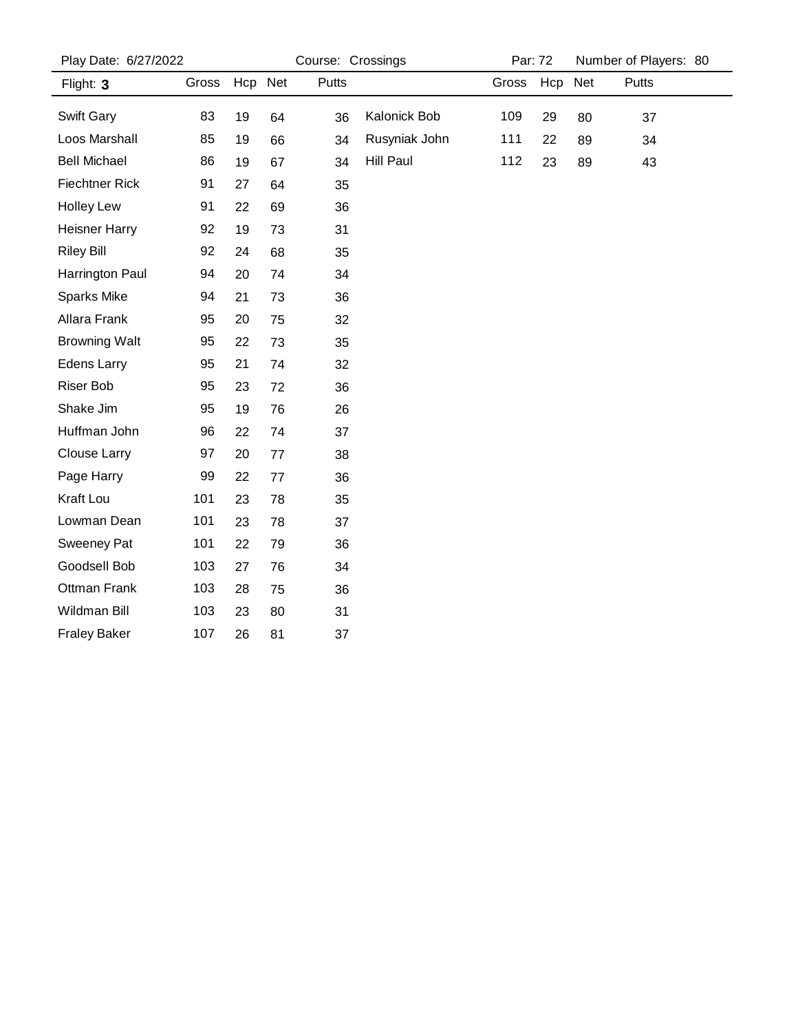Play Date: 6/27/2022 Course: Crossings Par: 72 Number of Players: 80

| Flight: **3** | Gross | Hcp | Net | Putts |
|---|---|---|---|---|
| Swift Gary | 83 | 19 | 64 | 36 |
| Loos Marshall | 85 | 19 | 66 | 34 |
| Bell Michael | 86 | 19 | 67 | 34 |
| Fiechtner Rick | 91 | 27 | 64 | 35 |
| Holley Lew | 91 | 22 | 69 | 36 |
| Heisner Harry | 92 | 19 | 73 | 31 |
| Riley Bill | 92 | 24 | 68 | 35 |
| Harrington Paul | 94 | 20 | 74 | 34 |
| Sparks Mike | 94 | 21 | 73 | 36 |
| Allara Frank | 95 | 20 | 75 | 32 |
| Browning Walt | 95 | 22 | 73 | 35 |
| Edens Larry | 95 | 21 | 74 | 32 |
| Riser Bob | 95 | 23 | 72 | 36 |
| Shake Jim | 95 | 19 | 76 | 26 |
| Huffman John | 96 | 22 | 74 | 37 |
| Clouse Larry | 97 | 20 | 77 | 38 |
| Page Harry | 99 | 22 | 77 | 36 |
| Kraft Lou | 101 | 23 | 78 | 35 |
| Lowman Dean | 101 | 23 | 78 | 37 |
| Sweeney Pat | 101 | 22 | 79 | 36 |
| Goodsell Bob | 103 | 27 | 76 | 34 |
| Ottman Frank | 103 | 28 | 75 | 36 |
| Wildman Bill | 103 | 23 | 80 | 31 |
| Fraley Baker | 107 | 26 | 81 | 37 |
| Kalonick Bob | 109 | 29 | 80 | 37 |
| Rusyniak John | 111 | 22 | 89 | 34 |
| Hill Paul | 112 | 23 | 89 | 43 |